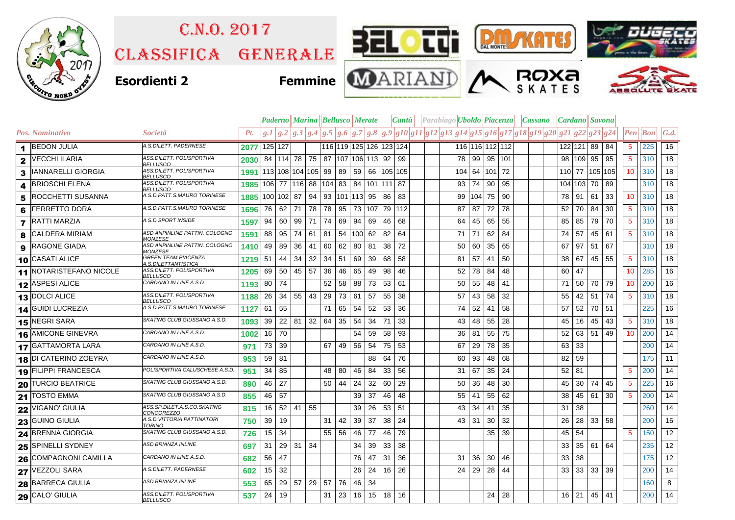# C.N.O. 2017

# Classifica Generale

**Esordienti 2** **Femmine**

| | | | | Paderno | | Marina | | Bellusco | | Merate | | Cantù | | Parabiago | | | Uboldo | | Piacenza | | Cassano | | | Cardano | | Savona | | | | |
|---|---|---|---|---|---|---|---|---|---|---|---|---|---|---|---|---|---|---|---|---|---|---|---|---|---|---|---|---|---|---|
| **Pos.** | **Nominativo** | **Società** | **Pt.** | g.1 | g.2 | g.3 | g.4 | g.5 | g.6 | g.7 | g.8 | g.9 | g10 | g11 | g12 | g13 | g14 | g15 | g16 | g17 | g18 | g19 | g20 | g21 | g22 | g23 | g24 | Pen | Bon | G.d. |
| 1 | BEDON JULIA | A.S.DILETT. PADERNESE | 2077 | 125 | 127 | | | 116 | 119 | 125 | 126 | 123 | 124 | | | | 116 | 116 | 112 | 112 | | | | 122 | 121 | 89 | 84 | 5 | 225 | 16 |
| 2 | VECCHI ILARIA | ASS.DILETT. POLISPORTIVA BELLUSCO | 2030 | 84 | 114 | 78 | 75 | 87 | 107 | 106 | 113 | 92 | 99 | | | | 78 | 99 | 95 | 101 | | | | 98 | 109 | 95 | 95 | 5 | 310 | 18 |
| 3 | IANNARELLI GIORGIA | ASS.DILETT. POLISPORTIVA BELLUSCO | 1991 | 113 | 108 | 104 | 105 | 99 | 89 | 59 | 66 | 105 | 105 | | | | 104 | 64 | 101 | 72 | | | | 110 | 77 | 105 | 105 | 10 | 310 | 18 |
| 4 | BRIOSCHI ELENA | ASS.DILETT. POLISPORTIVA BELLUSCO | 1985 | 106 | 77 | 116 | 88 | 104 | 83 | 84 | 101 | 111 | 87 | | | | 93 | 74 | 90 | 95 | | | | 104 | 103 | 70 | 89 | | 310 | 18 |
| 5 | ROCCHETTI SUSANNA | A.S.D.PATT.S.MAURO TORINESE | 1885 | 100 | 102 | 87 | 94 | 93 | 101 | 113 | 95 | 86 | 83 | | | | 99 | 104 | 75 | 90 | | | | 78 | 91 | 61 | 33 | 10 | 310 | 18 |
| 6 | FERRETTO DORA | A.S.D.PATT.S.MAURO TORINESE | 1696 | 76 | 62 | 71 | 78 | 78 | 95 | 73 | 107 | 79 | 112 | | | | 87 | 87 | 72 | 78 | | | | 52 | 70 | 84 | 30 | 5 | 310 | 18 |
| 7 | RATTI MARZIA | A.S.D.SPORT INSIDE | 1597 | 94 | 60 | 99 | 71 | 74 | 69 | 94 | 69 | 46 | 68 | | | | 64 | 45 | 65 | 55 | | | | 85 | 85 | 79 | 70 | 5 | 310 | 18 |
| 8 | CALDERA MIRIAM | ASD ANPINLINE PATTIN. COLOGNO MONZESE | 1591 | 88 | 95 | 74 | 61 | 81 | 54 | 100 | 62 | 82 | 64 | | | | 71 | 71 | 62 | 84 | | | | 74 | 57 | 45 | 61 | 5 | 310 | 18 |
| 9 | RAGONE GIADA | ASD ANPINLINE PATTIN. COLOGNO MONZESE | 1410 | 49 | 89 | 36 | 41 | 60 | 62 | 80 | 81 | 38 | 72 | | | | 50 | 60 | 35 | 65 | | | | 67 | 97 | 51 | 67 | | 310 | 18 |
| 10 | CASATI ALICE | GREEN TEAM PIACENZA A.S.DILETTANTISTICA | 1219 | 51 | 44 | 34 | 32 | 34 | 51 | 69 | 39 | 68 | 58 | | | | 81 | 57 | 41 | 50 | | | | 38 | 67 | 45 | 55 | 5 | 310 | 18 |
| 11 | NOTARISTEFANO NICOLE | ASS.DILETT. POLISPORTIVA BELLUSCO | 1205 | 69 | 50 | 45 | 57 | 36 | 46 | 65 | 49 | 98 | 46 | | | | 52 | 78 | 84 | 48 | | | | 60 | 47 | | | 10 | 285 | 16 |
| 12 | ASPESI ALICE | CARDANO IN LINE A.S.D. | 1193 | 80 | 74 | | | 52 | 58 | 88 | 73 | 53 | 61 | | | | 50 | 55 | 48 | 41 | | | | 71 | 50 | 70 | 79 | 10 | 200 | 16 |
| 13 | DOLCI ALICE | ASS.DILETT. POLISPORTIVA BELLUSCO | 1188 | 26 | 34 | 55 | 43 | 29 | 73 | 61 | 57 | 55 | 38 | | | | 57 | 43 | 58 | 32 | | | | 55 | 42 | 51 | 74 | 5 | 310 | 18 |
| 14 | GUIDI LUCREZIA | A.S.D.PATT.S.MAURO TORINESE | 1127 | 61 | 55 | | | 71 | 65 | 54 | 52 | 53 | 36 | | | | 74 | 52 | 41 | 58 | | | | 57 | 52 | 70 | 51 | | 225 | 16 |
| 15 | NEGRI SARA | SKATING CLUB GIUSSANO A.S.D. | 1093 | 39 | 22 | 81 | 32 | 64 | 35 | 54 | 34 | 71 | 33 | | | | 43 | 48 | 55 | 28 | | | | 45 | 16 | 45 | 43 | 5 | 310 | 18 |
| 16 | AMICONE GINEVRA | CARDANO IN LINE A.S.D. | 1002 | 16 | 70 | | | | | 54 | 59 | 58 | 93 | | | | 36 | 81 | 55 | 75 | | | | 52 | 63 | 51 | 49 | 10 | 200 | 14 |
| 17 | GATTAMORTA LARA | CARDANO IN LINE A.S.D. | 971 | 73 | 39 | | | 67 | 49 | 56 | 54 | 75 | 53 | | | | 67 | 29 | 78 | 35 | | | | 63 | 33 | | | | 200 | 14 |
| 18 | DI CATERINO ZOEYRA | CARDANO IN LINE A.S.D. | 953 | 59 | 81 | | | | | | 88 | 64 | 76 | | | | 60 | 93 | 48 | 68 | | | | 82 | 59 | | | | 175 | 11 |
| 19 | FILIPPI FRANCESCA | POLISPORTIVA CALUSCHESE A.S.D. | 951 | 34 | 85 | | | 48 | 80 | 46 | 84 | 33 | 56 | | | | 31 | 67 | 35 | 24 | | | | 52 | 81 | | | 5 | 200 | 14 |
| 20 | TURCIO BEATRICE | SKATING CLUB GIUSSANO A.S.D. | 890 | 46 | 27 | | | 50 | 44 | 24 | 32 | 60 | 29 | | | | 50 | 36 | 48 | 30 | | | | 45 | 30 | 74 | 45 | 5 | 225 | 16 |
| 21 | TOSTO EMMA | SKATING CLUB GIUSSANO A.S.D. | 855 | 46 | 57 | | | | | 39 | 37 | 46 | 48 | | | | 55 | 41 | 55 | 62 | | | | 38 | 45 | 61 | 30 | 5 | 200 | 14 |
| 22 | VIGANO' GIULIA | ASS.SP.DILET.A.S.CO.SKATING CONCOREZZO | 815 | 16 | 52 | 41 | 55 | | | 39 | 26 | 53 | 51 | | | | 43 | 34 | 41 | 35 | | | | 31 | 38 | | | | 260 | 14 |
| 23 | GUINO GIULIA | A.S.D.VITTORIA PATTINATORI TORINO | 750 | 39 | 19 | | | 31 | 42 | 39 | 37 | 38 | 24 | | | | 43 | 31 | 30 | 32 | | | | 26 | 28 | 33 | 58 | | 200 | 16 |
| 24 | BRENNA GIORGIA | SKATING CLUB GIUSSANO A.S.D. | 726 | 15 | 34 | | | 55 | 56 | 46 | 77 | 46 | 79 | | | | | | 35 | 39 | | | | 45 | 54 | | | 5 | 150 | 12 |
| 25 | SPINELLI SYDNEY | ASD BRIANZA INLINE | 697 | 31 | 29 | 31 | 34 | | | 34 | 39 | 33 | 38 | | | | | | | | | | | 33 | 35 | 61 | 64 | | 235 | 12 |
| 26 | COMPAGNONI CAMILLA | CARDANO IN LINE A.S.D. | 682 | 56 | 47 | | | | | 76 | 47 | 31 | 36 | | | | 31 | 36 | 30 | 46 | | | | 33 | 38 | | | | 175 | 12 |
| 27 | VEZZOLI SARA | A.S.DILETT. PADERNESE | 602 | 15 | 32 | | | | | 26 | 24 | 16 | 26 | | | | 24 | 29 | 28 | 44 | | | | 33 | 33 | 33 | 39 | | 200 | 14 |
| 28 | BARRECA GIULIA | ASD BRIANZA INLINE | 553 | 65 | 29 | 57 | 29 | 57 | 76 | 46 | 34 | | | | | | | | | | | | | | | | | | 160 | 8 |
| 29 | CALO' GIULIA | ASS.DILETT. POLISPORTIVA BELLUSCO | 537 | 24 | 19 | | | 31 | 23 | 16 | 15 | 18 | 16 | | | | | | 24 | 28 | | | | 16 | 21 | 45 | 41 | | 200 | 14 |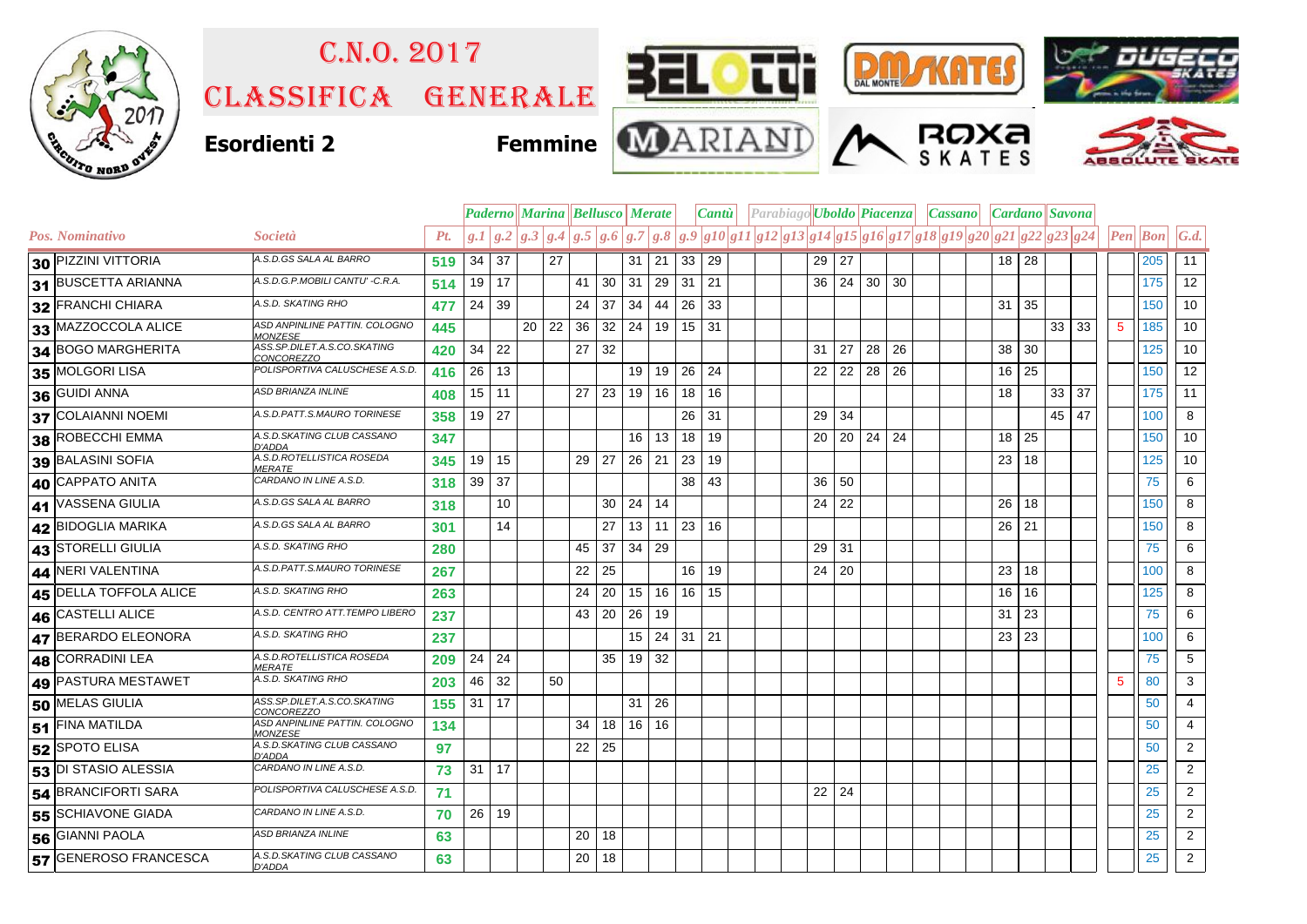# C.N.O. 2017

## Classifica Generale

**Esordienti 2** **Femmine**

| | | | | Paderno | | Marina | | Bellusco | | Merate | | Cantù | | | Parabiago | | Uboldo | | Piacenza | | Cassano | | | Cardano | | Savona | | | | |
|---|---|---|---|---|---|---|---|---|---|---|---|---|---|---|---|---|---|---|---|---|---|---|---|---|---|---|---|---|---|---|
| Pos. | Nominativo | Società | Pt. | g.1 | g.2 | g.3 | g.4 | g.5 | g.6 | g.7 | g.8 | g.9 | g10 | g11 | g12 | g13 | g14 | g15 | g16 | g17 | g18 | g19 | g20 | g21 | g22 | g23 | g24 | Pen | Bon | G.d. |
| 30 | PIZZINI VITTORIA | A.S.D.GS SALA AL BARRO | 519 | 34 | 37 | | 27 | | | 31 | 21 | 33 | 29 | | | | 29 | 27 | | | | | | 18 | 28 | | | | 205 | 11 |
| 31 | BUSCETTA ARIANNA | A.S.D.G.P.MOBILI CANTU' -C.R.A. | 514 | 19 | 17 | | | 41 | 30 | 31 | 29 | 31 | 21 | | | | 36 | 24 | 30 | 30 | | | | | | | | | 175 | 12 |
| 32 | FRANCHI CHIARA | A.S.D. SKATING RHO | 477 | 24 | 39 | | | 24 | 37 | 34 | 44 | 26 | 33 | | | | | | | | | | | 31 | 35 | | | | 150 | 10 |
| 33 | MAZZOCCOLA ALICE | ASD ANPINLINE PATTIN. COLOGNO MONZESE | 445 | | | 20 | 22 | 36 | 32 | 24 | 19 | 15 | 31 | | | | | | | | | | | | | 33 | 33 | 5 | 185 | 10 |
| 34 | BOGO MARGHERITA | ASS.SP.DILET.A.S.CO.SKATING CONCOREZZO | 420 | 34 | 22 | | | 27 | 32 | | | | | | | | 31 | 27 | 28 | 26 | | | | 38 | 30 | | | | 125 | 10 |
| 35 | MOLGORI LISA | POLISPORTIVA CALUSCHESE A.S.D. | 416 | 26 | 13 | | | | | 19 | 19 | 26 | 24 | | | | 22 | 22 | 28 | 26 | | | | 16 | 25 | | | | 150 | 12 |
| 36 | GUIDI ANNA | ASD BRIANZA INLINE | 408 | 15 | 11 | | | 27 | 23 | 19 | 16 | 18 | 16 | | | | | | | | | | | 18 | | 33 | 37 | | 175 | 11 |
| 37 | COLAIANNI NOEMI | A.S.D.PATT.S.MAURO TORINESE | 358 | 19 | 27 | | | | | | | 26 | 31 | | | | 29 | 34 | | | | | | | | 45 | 47 | | 100 | 8 |
| 38 | ROBECCHI EMMA | A.S.D.SKATING CLUB CASSANO D'ADDA | 347 | | | | | | | 16 | 13 | 18 | 19 | | | | 20 | 20 | 24 | 24 | | | | 18 | 25 | | | | 150 | 10 |
| 39 | BALASINI SOFIA | A.S.D.ROTELLISTICA ROSEDA MERATE | 345 | 19 | 15 | | | 29 | 27 | 26 | 21 | 23 | 19 | | | | | | | | | | | 23 | 18 | | | | 125 | 10 |
| 40 | CAPPATO ANITA | CARDANO IN LINE A.S.D. | 318 | 39 | 37 | | | | | | | 38 | 43 | | | | 36 | 50 | | | | | | | | | | | 75 | 6 |
| 41 | VASSENA GIULIA | A.S.D.GS SALA AL BARRO | 318 | | 10 | | | | 30 | 24 | 14 | | | | | | 24 | 22 | | | | | | 26 | 18 | | | | 150 | 8 |
| 42 | BIDOGLIA MARIKA | A.S.D.GS SALA AL BARRO | 301 | | 14 | | | | 27 | 13 | 11 | 23 | 16 | | | | | | | | | | | 26 | 21 | | | | 150 | 8 |
| 43 | STORELLI GIULIA | A.S.D. SKATING RHO | 280 | | | | | 45 | 37 | 34 | 29 | | | | | | 29 | 31 | | | | | | | | | | | 75 | 6 |
| 44 | NERI VALENTINA | A.S.D.PATT.S.MAURO TORINESE | 267 | | | | | 22 | 25 | | | 16 | 19 | | | | 24 | 20 | | | | | | 23 | 18 | | | | 100 | 8 |
| 45 | DELLA TOFFOLA ALICE | A.S.D. SKATING RHO | 263 | | | | | 24 | 20 | 15 | 16 | 16 | 15 | | | | | | | | | | | 16 | 16 | | | | 125 | 8 |
| 46 | CASTELLI ALICE | A.S.D. CENTRO ATT.TEMPO LIBERO | 237 | | | | | 43 | 20 | 26 | 19 | | | | | | | | | | | | | 31 | 23 | | | | 75 | 6 |
| 47 | BERARDO ELEONORA | A.S.D. SKATING RHO | 237 | | | | | | | 15 | 24 | 31 | 21 | | | | | | | | | | | 23 | 23 | | | | 100 | 6 |
| 48 | CORRADINI LEA | A.S.D.ROTELLISTICA ROSEDA MERATE | 209 | 24 | 24 | | | | 35 | 19 | 32 | | | | | | | | | | | | | | | | | | 75 | 5 |
| 49 | PASTURA MESTAWET | A.S.D. SKATING RHO | 203 | 46 | 32 | | 50 | | | | | | | | | | | | | | | | | | | | | 5 | 80 | 3 |
| 50 | MELAS GIULIA | ASS.SP.DILET.A.S.CO.SKATING CONCOREZZO | 155 | 31 | 17 | | | | | 31 | 26 | | | | | | | | | | | | | | | | | | 50 | 4 |
| 51 | FINA MATILDA | ASD ANPINLINE PATTIN. COLOGNO MONZESE | 134 | | | | | 34 | 18 | 16 | 16 | | | | | | | | | | | | | | | | | | 50 | 4 |
| 52 | SPOTO ELISA | A.S.D.SKATING CLUB CASSANO D'ADDA | 97 | | | | | 22 | 25 | | | | | | | | | | | | | | | | | | | | 50 | 2 |
| 53 | DI STASIO ALESSIA | CARDANO IN LINE A.S.D. | 73 | 31 | 17 | | | | | | | | | | | | | | | | | | | | | | | | 25 | 2 |
| 54 | BRANCIFORTI SARA | POLISPORTIVA CALUSCHESE A.S.D. | 71 | | | | | | | | | | | | | | 22 | 24 | | | | | | | | | | | 25 | 2 |
| 55 | SCHIAVONE GIADA | CARDANO IN LINE A.S.D. | 70 | 26 | 19 | | | | | | | | | | | | | | | | | | | | | | | | 25 | 2 |
| 56 | GIANNI PAOLA | ASD BRIANZA INLINE | 63 | | | | | 20 | 18 | | | | | | | | | | | | | | | | | | | | 25 | 2 |
| 57 | GENEROSO FRANCESCA | A.S.D.SKATING CLUB CASSANO D'ADDA | 63 | | | | | 20 | 18 | | | | | | | | | | | | | | | | | | | | 25 | 2 |